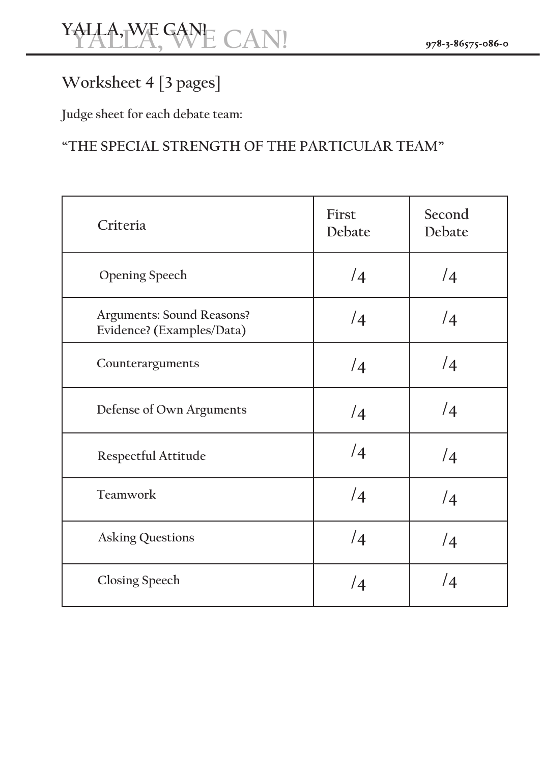# Worksheet 4 [3 pages]

**Judge sheet for each debate team:**

**"THE SPECIAL STRENGTH OF THE PARTICULAR TEAM"**

| Criteria | First Debate | Second Debate |
|---|---|---|
| Opening Speech | /4 | /4 |
| Arguments: Sound Reasons? Evidence? (Examples/Data) | /4 | /4 |
| Counterarguments | /4 | /4 |
| Defense of Own Arguments | /4 | /4 |
| Respectful Attitude | /4 | /4 |
| Teamwork | /4 | /4 |
| Asking Questions | /4 | /4 |
| Closing Speech | /4 | /4 |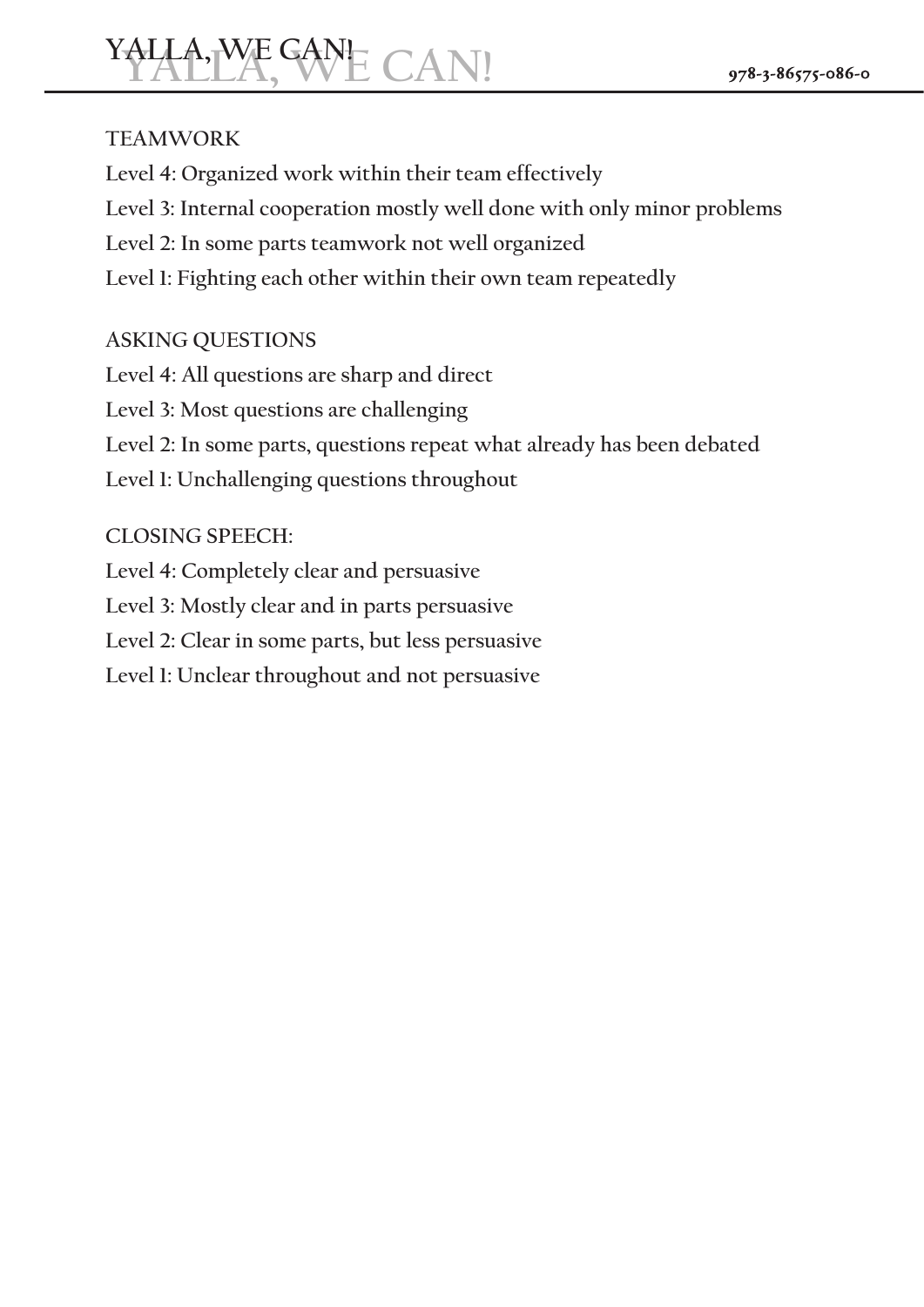TEAMWORK

Level 4: Organized work within their team effectively

Level 3: Internal cooperation mostly well done with only minor problems

Level 2: In some parts teamwork not well organized

Level 1: Fighting each other within their own team repeatedly

ASKING QUESTIONS

Level 4: All questions are sharp and direct

Level 3: Most questions are challenging

Level 2: In some parts, questions repeat what already has been debated

Level 1: Unchallenging questions throughout

CLOSING SPEECH:

Level 4: Completely clear and persuasive

Level 3: Mostly clear and in parts persuasive

Level 2: Clear in some parts, but less persuasive

Level 1: Unclear throughout and not persuasive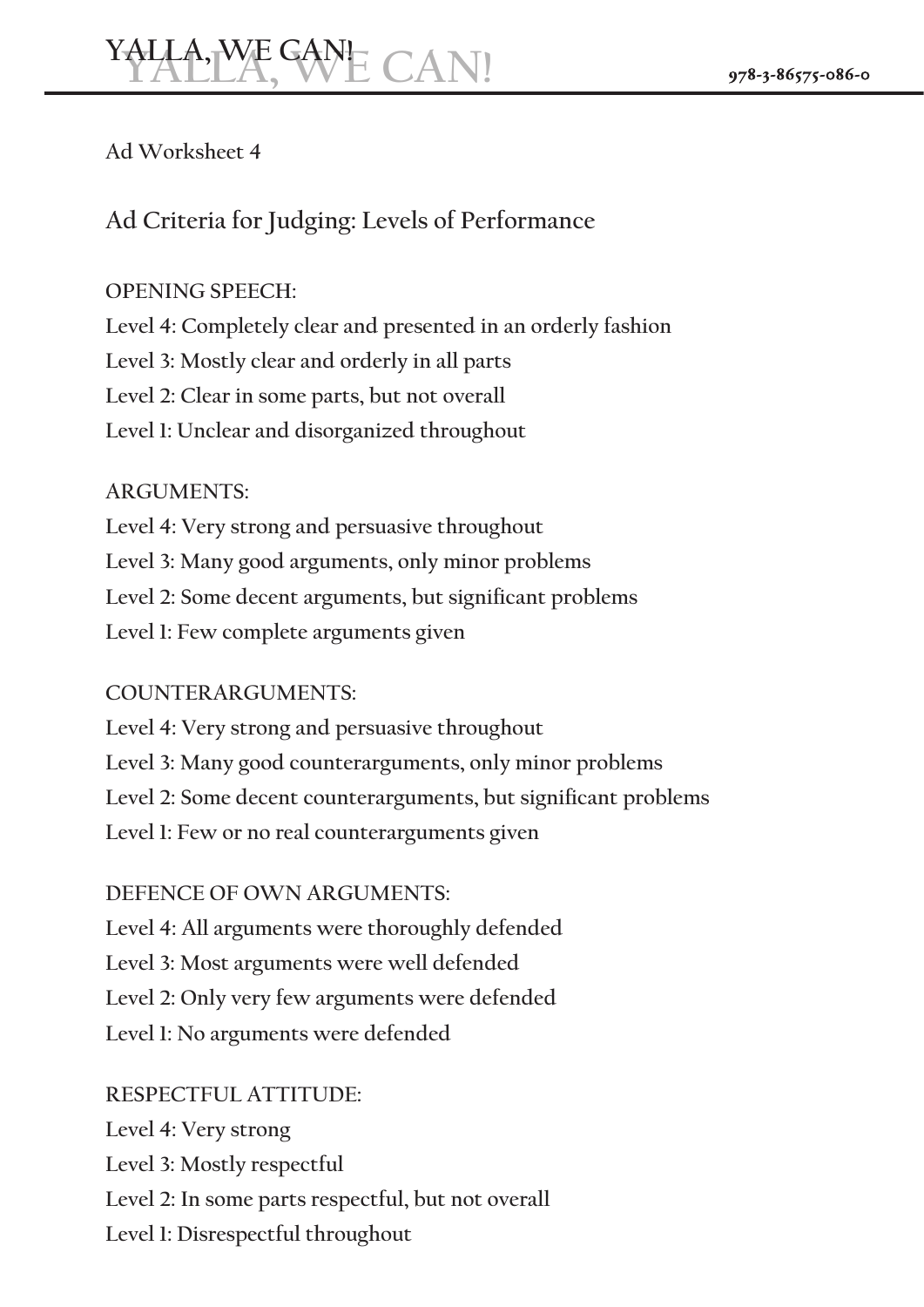Ad Worksheet 4

## Ad Criteria for Judging: Levels of Performance

OPENING SPEECH:

Level 4: Completely clear and presented in an orderly fashion

Level 3: Mostly clear and orderly in all parts

Level 2: Clear in some parts, but not overall

Level 1: Unclear and disorganized throughout

ARGUMENTS:

Level 4: Very strong and persuasive throughout

Level 3: Many good arguments, only minor problems

Level 2: Some decent arguments, but significant problems

Level 1: Few complete arguments given

COUNTERARGUMENTS:

Level 4: Very strong and persuasive throughout

Level 3: Many good counterarguments, only minor problems

Level 2: Some decent counterarguments, but significant problems

Level 1: Few or no real counterarguments given

DEFENCE OF OWN ARGUMENTS:

Level 4: All arguments were thoroughly defended

Level 3: Most arguments were well defended

Level 2: Only very few arguments were defended

Level 1: No arguments were defended

RESPECTFUL ATTITUDE:

Level 4: Very strong

Level 3: Mostly respectful

Level 2: In some parts respectful, but not overall

Level 1: Disrespectful throughout